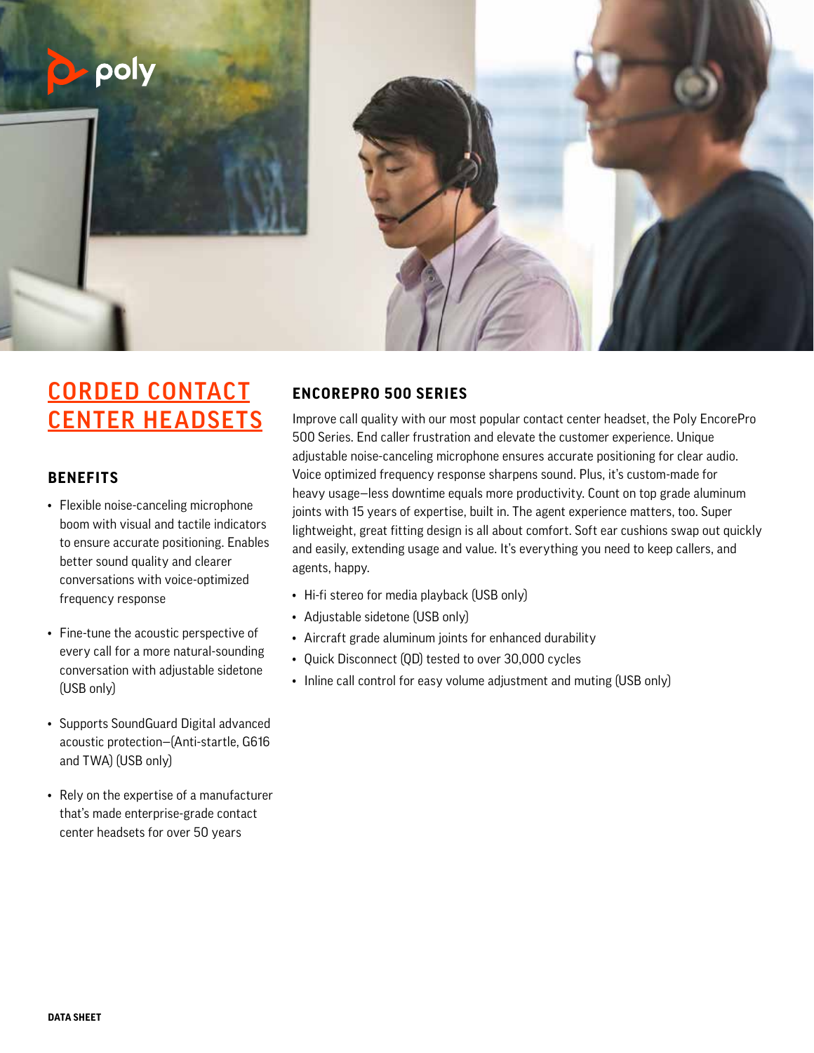# CORDED CONTACT CENTER HEADSETS

## BENEFITS

- Flexible noise-canceling microphone boom with visual and tactile indicators to ensure accurate positioning. Enables better sound quality and clearer conversations with voice-optimized frequency response
- Fine-tune the acoustic perspective of every call for a more natural-sounding conversation with adjustable sidetone (USB only)
- Supports SoundGuard Digital advanced acoustic protection—(Anti-startle, G616 and TWA) (USB only)
- Rely on the expertise of a manufacturer that's made enterprise-grade contact center headsets for over 50 years

## ENCOREPRO 500 SERIES

Improve call quality with our most popular contact center headset, the Poly EncorePro 500 Series. End caller frustration and elevate the customer experience. Unique adjustable noise-canceling microphone ensures accurate positioning for clear audio. Voice optimized frequency response sharpens sound. Plus, it's custom-made for heavy usage—less downtime equals more productivity. Count on top grade aluminum joints with 15 years of expertise, built in. The agent experience matters, too. Super lightweight, great fitting design is all about comfort. Soft ear cushions swap out quickly and easily, extending usage and value. It's everything you need to keep callers, and agents, happy.

- Hi-fi stereo for media playback (USB only)
- Adjustable sidetone (USB only)
- Aircraft grade aluminum joints for enhanced durability
- Quick Disconnect (QD) tested to over 30,000 cycles
- Inline call control for easy volume adjustment and muting (USB only)

DATA SHEET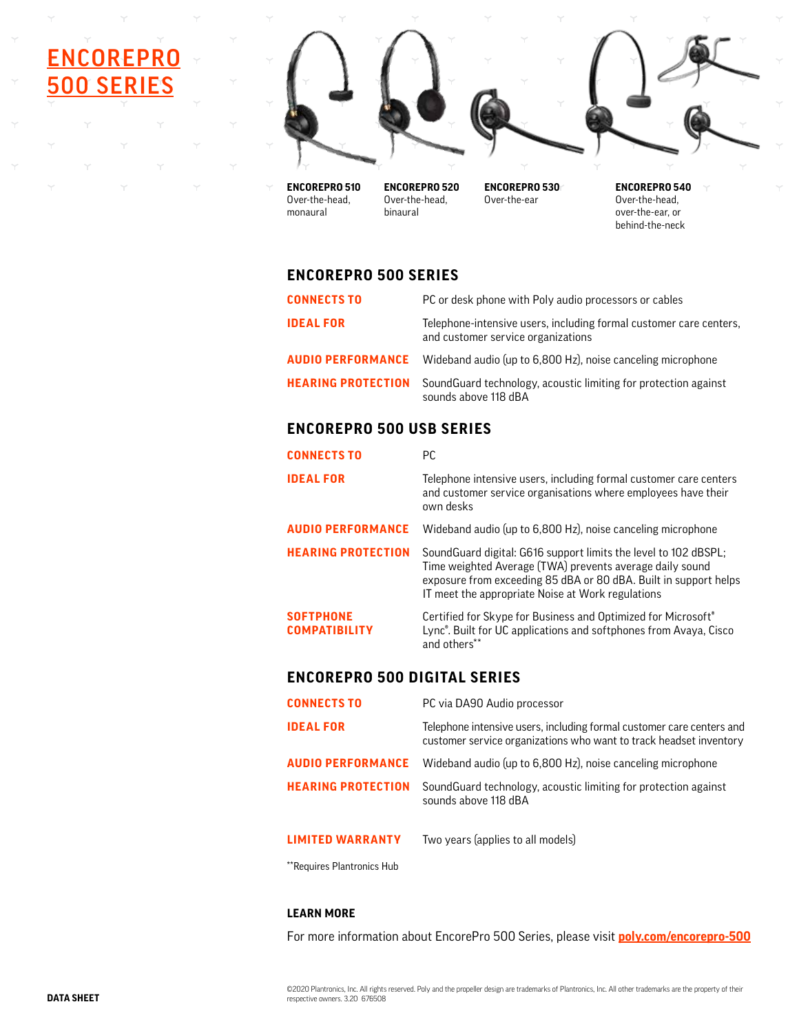# ENCOREPRO 500 SERIES

**ENCOREPRO 510**
Over-the-head, monaural

**ENCOREPRO 520**
Over-the-head, binaural

**ENCOREPRO 530**
Over-the-ear

**ENCOREPRO 540**
Over-the-head, over-the-ear, or behind-the-neck

## ENCOREPRO 500 SERIES

| | |
|---|---|
| **CONNECTS TO** | PC or desk phone with Poly audio processors or cables |
| **IDEAL FOR** | Telephone-intensive users, including formal customer care centers, and customer service organizations |
| **AUDIO PERFORMANCE** | Wideband audio (up to 6,800 Hz), noise canceling microphone |
| **HEARING PROTECTION** | SoundGuard technology, acoustic limiting for protection against sounds above 118 dBA |

## ENCOREPRO 500 USB SERIES

| | |
|---|---|
| **CONNECTS TO** | PC |
| **IDEAL FOR** | Telephone intensive users, including formal customer care centers and customer service organisations where employees have their own desks |
| **AUDIO PERFORMANCE** | Wideband audio (up to 6,800 Hz), noise canceling microphone |
| **HEARING PROTECTION** | SoundGuard digital: G616 support limits the level to 102 dBSPL; Time weighted Average (TWA) prevents average daily sound exposure from exceeding 85 dBA or 80 dBA. Built in support helps IT meet the appropriate Noise at Work regulations |
| **SOFTPHONE COMPATIBILITY** | Certified for Skype for Business and Optimized for Microsoft® Lync®. Built for UC applications and softphones from Avaya, Cisco and others** |

## ENCOREPRO 500 DIGITAL SERIES

| | |
|---|---|
| **CONNECTS TO** | PC via DA90 Audio processor |
| **IDEAL FOR** | Telephone intensive users, including formal customer care centers and customer service organizations who want to track headset inventory |
| **AUDIO PERFORMANCE** | Wideband audio (up to 6,800 Hz), noise canceling microphone |
| **HEARING PROTECTION** | SoundGuard technology, acoustic limiting for protection against sounds above 118 dBA |

| | |
|---|---|
| **LIMITED WARRANTY** | Two years (applies to all models) |

**Requires Plantronics Hub

**LEARN MORE**

For more information about EncorePro 500 Series, please visit **poly.com/encorepro-500**

DATA SHEET

©2020 Plantronics, Inc. All rights reserved. Poly and the propeller design are trademarks of Plantronics, Inc. All other trademarks are the property of their respective owners. 3.20 676508